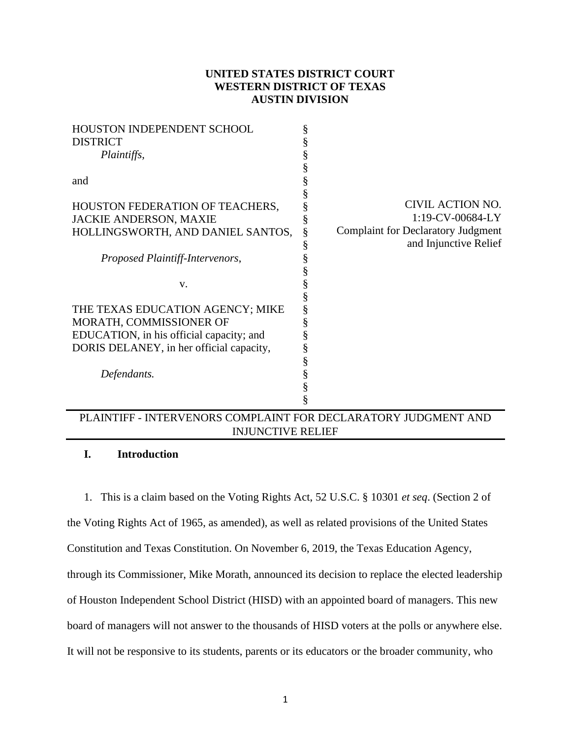**UNITED STATES DISTRICT COURT**
**WESTERN DISTRICT OF TEXAS**
**AUSTIN DIVISION**

| | | |
|---|---|---|
| HOUSTON INDEPENDENT SCHOOL DISTRICT<br>*Plaintiffs,*<br><br>and<br><br>HOUSTON FEDERATION OF TEACHERS, JACKIE ANDERSON, MAXIE HOLLINGSWORTH, AND DANIEL SANTOS,<br><br>*Proposed Plaintiff-Intervenors,*<br><br>v.<br><br>THE TEXAS EDUCATION AGENCY; MIKE MORATH, COMMISSIONER OF EDUCATION, in his official capacity; and DORIS DELANEY, in her official capacity,<br><br>*Defendants.* | §<br>§<br>§<br>§<br>§<br>§<br>§<br>§<br>§<br>§<br>§<br>§<br>§<br>§<br>§<br>§<br>§<br>§<br>§<br>§<br>§<br>§ | CIVIL ACTION NO.<br>1:19-CV-00684-LY<br>Complaint for Declaratory Judgment and Injunctive Relief |

PLAINTIFF - INTERVENORS COMPLAINT FOR DECLARATORY JUDGMENT AND INJUNCTIVE RELIEF

## I. Introduction

1. This is a claim based on the Voting Rights Act, 52 U.S.C. § 10301 *et seq*. (Section 2 of the Voting Rights Act of 1965, as amended), as well as related provisions of the United States Constitution and Texas Constitution. On November 6, 2019, the Texas Education Agency, through its Commissioner, Mike Morath, announced its decision to replace the elected leadership of Houston Independent School District (HISD) with an appointed board of managers. This new board of managers will not answer to the thousands of HISD voters at the polls or anywhere else. It will not be responsive to its students, parents or its educators or the broader community, who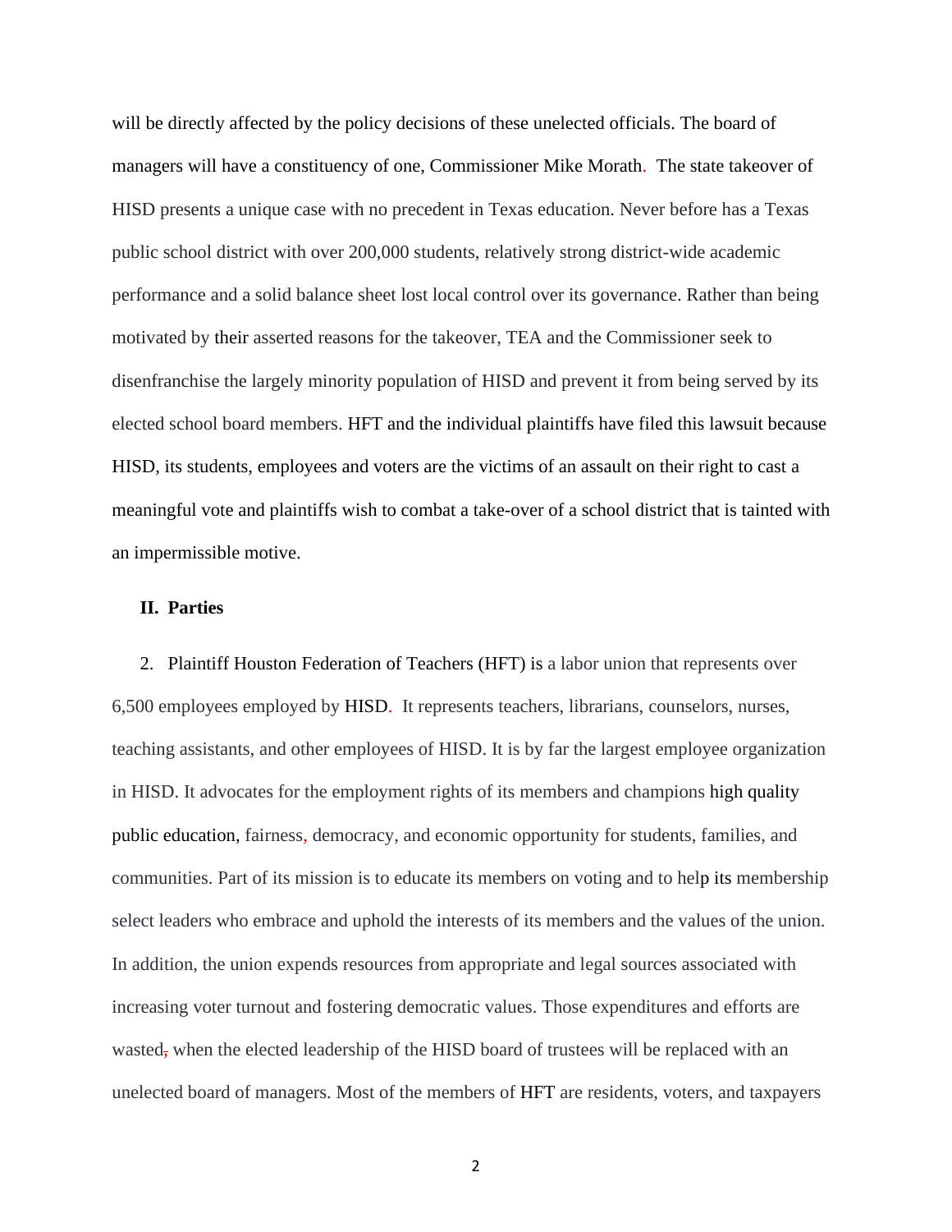will be directly affected by the policy decisions of these unelected officials. The board of managers will have a constituency of one, Commissioner Mike Morath. The state takeover of HISD presents a unique case with no precedent in Texas education. Never before has a Texas public school district with over 200,000 students, relatively strong district-wide academic performance and a solid balance sheet lost local control over its governance. Rather than being motivated by their asserted reasons for the takeover, TEA and the Commissioner seek to disenfranchise the largely minority population of HISD and prevent it from being served by its elected school board members. HFT and the individual plaintiffs have filed this lawsuit because HISD, its students, employees and voters are the victims of an assault on their right to cast a meaningful vote and plaintiffs wish to combat a take-over of a school district that is tainted with an impermissible motive.

## II. Parties

2. Plaintiff Houston Federation of Teachers (HFT) is a labor union that represents over 6,500 employees employed by HISD. It represents teachers, librarians, counselors, nurses, teaching assistants, and other employees of HISD. It is by far the largest employee organization in HISD. It advocates for the employment rights of its members and champions high quality public education, fairness, democracy, and economic opportunity for students, families, and communities. Part of its mission is to educate its members on voting and to help its membership select leaders who embrace and uphold the interests of its members and the values of the union. In addition, the union expends resources from appropriate and legal sources associated with increasing voter turnout and fostering democratic values. Those expenditures and efforts are wasted, when the elected leadership of the HISD board of trustees will be replaced with an unelected board of managers. Most of the members of HFT are residents, voters, and taxpayers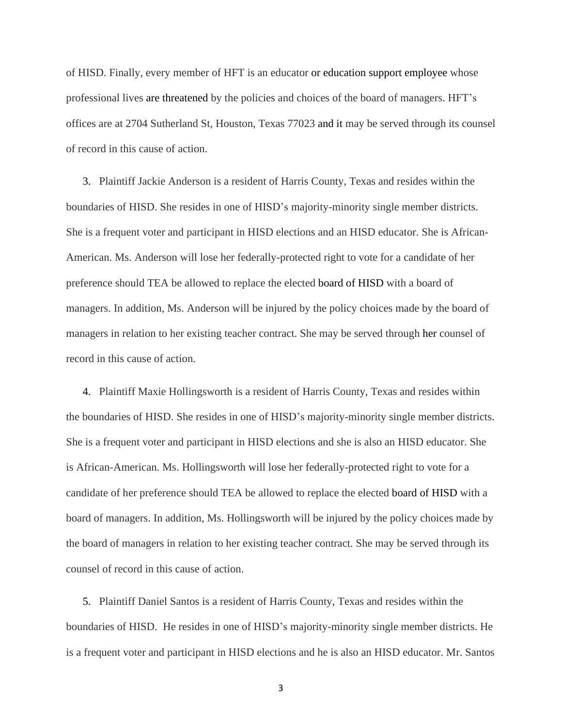of HISD. Finally, every member of HFT is an educator or education support employee whose professional lives are threatened by the policies and choices of the board of managers. HFT's offices are at 2704 Sutherland St, Houston, Texas 77023 and it may be served through its counsel of record in this cause of action.

3. Plaintiff Jackie Anderson is a resident of Harris County, Texas and resides within the boundaries of HISD. She resides in one of HISD's majority-minority single member districts. She is a frequent voter and participant in HISD elections and an HISD educator. She is African-American. Ms. Anderson will lose her federally-protected right to vote for a candidate of her preference should TEA be allowed to replace the elected board of HISD with a board of managers. In addition, Ms. Anderson will be injured by the policy choices made by the board of managers in relation to her existing teacher contract. She may be served through her counsel of record in this cause of action.

4. Plaintiff Maxie Hollingsworth is a resident of Harris County, Texas and resides within the boundaries of HISD. She resides in one of HISD's majority-minority single member districts. She is a frequent voter and participant in HISD elections and she is also an HISD educator. She is African-American. Ms. Hollingsworth will lose her federally-protected right to vote for a candidate of her preference should TEA be allowed to replace the elected board of HISD with a board of managers. In addition, Ms. Hollingsworth will be injured by the policy choices made by the board of managers in relation to her existing teacher contract. She may be served through its counsel of record in this cause of action.

5. Plaintiff Daniel Santos is a resident of Harris County, Texas and resides within the boundaries of HISD. He resides in one of HISD's majority-minority single member districts. He is a frequent voter and participant in HISD elections and he is also an HISD educator. Mr. Santos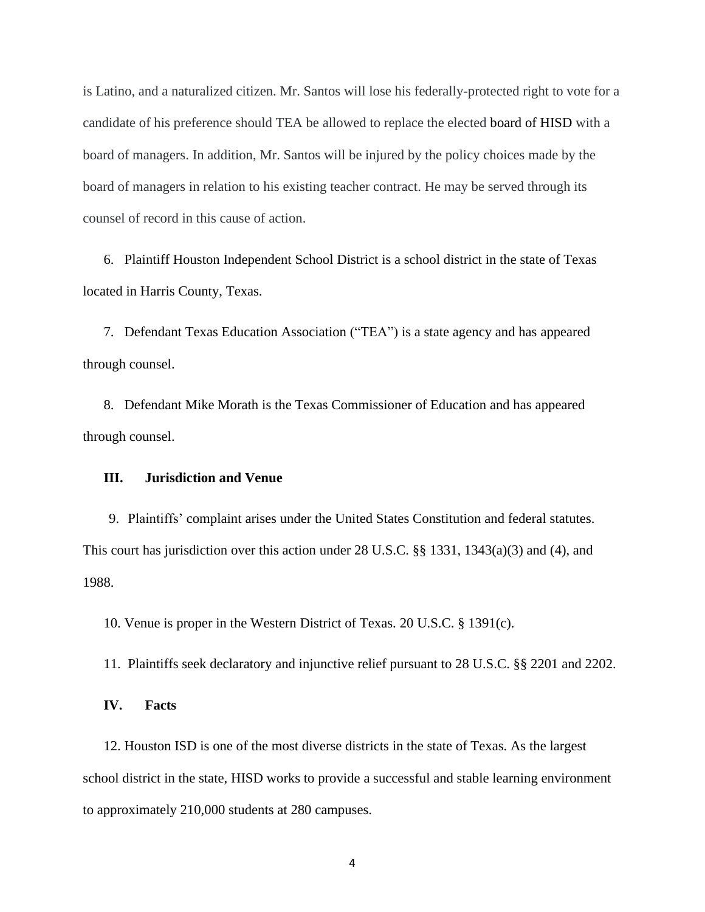is Latino, and a naturalized citizen. Mr. Santos will lose his federally-protected right to vote for a candidate of his preference should TEA be allowed to replace the elected board of HISD with a board of managers. In addition, Mr. Santos will be injured by the policy choices made by the board of managers in relation to his existing teacher contract. He may be served through its counsel of record in this cause of action.

6. Plaintiff Houston Independent School District is a school district in the state of Texas located in Harris County, Texas.

7. Defendant Texas Education Association ("TEA") is a state agency and has appeared through counsel.

8. Defendant Mike Morath is the Texas Commissioner of Education and has appeared through counsel.

## III. Jurisdiction and Venue

9. Plaintiffs' complaint arises under the United States Constitution and federal statutes. This court has jurisdiction over this action under 28 U.S.C. §§ 1331, 1343(a)(3) and (4), and 1988.

10. Venue is proper in the Western District of Texas. 20 U.S.C. § 1391(c).

11. Plaintiffs seek declaratory and injunctive relief pursuant to 28 U.S.C. §§ 2201 and 2202.

## IV. Facts

12. Houston ISD is one of the most diverse districts in the state of Texas. As the largest school district in the state, HISD works to provide a successful and stable learning environment to approximately 210,000 students at 280 campuses.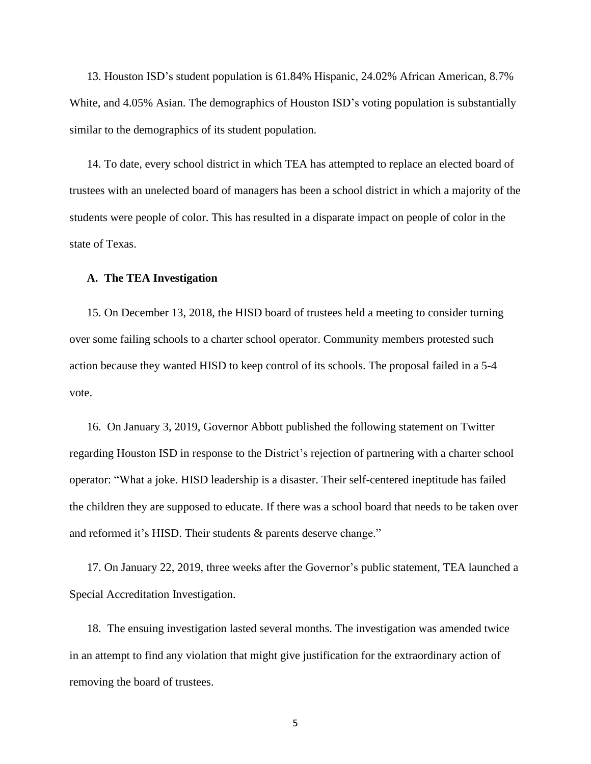13. Houston ISD's student population is 61.84% Hispanic, 24.02% African American, 8.7% White, and 4.05% Asian. The demographics of Houston ISD's voting population is substantially similar to the demographics of its student population.

14. To date, every school district in which TEA has attempted to replace an elected board of trustees with an unelected board of managers has been a school district in which a majority of the students were people of color. This has resulted in a disparate impact on people of color in the state of Texas.

### A. The TEA Investigation

15. On December 13, 2018, the HISD board of trustees held a meeting to consider turning over some failing schools to a charter school operator. Community members protested such action because they wanted HISD to keep control of its schools. The proposal failed in a 5-4 vote.

16. On January 3, 2019, Governor Abbott published the following statement on Twitter regarding Houston ISD in response to the District's rejection of partnering with a charter school operator: "What a joke. HISD leadership is a disaster. Their self-centered ineptitude has failed the children they are supposed to educate. If there was a school board that needs to be taken over and reformed it's HISD. Their students & parents deserve change."

17. On January 22, 2019, three weeks after the Governor's public statement, TEA launched a Special Accreditation Investigation.

18. The ensuing investigation lasted several months. The investigation was amended twice in an attempt to find any violation that might give justification for the extraordinary action of removing the board of trustees.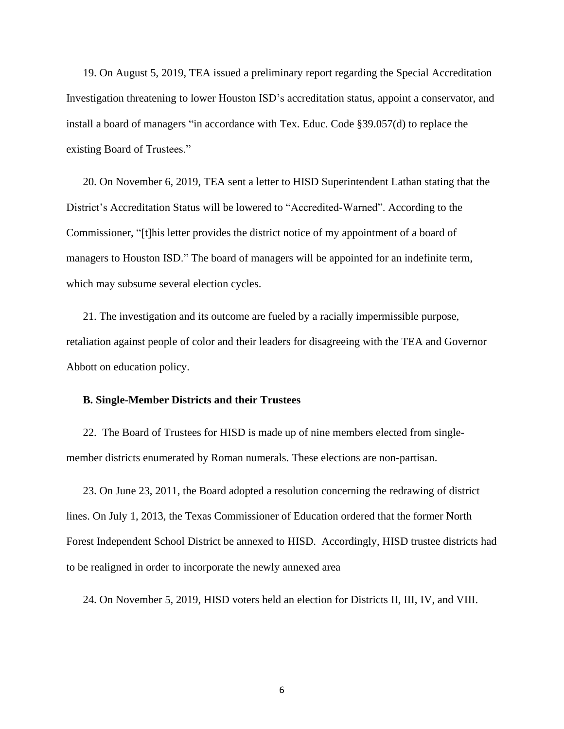19. On August 5, 2019, TEA issued a preliminary report regarding the Special Accreditation Investigation threatening to lower Houston ISD's accreditation status, appoint a conservator, and install a board of managers "in accordance with Tex. Educ. Code §39.057(d) to replace the existing Board of Trustees."

20. On November 6, 2019, TEA sent a letter to HISD Superintendent Lathan stating that the District's Accreditation Status will be lowered to "Accredited-Warned". According to the Commissioner, "[t]his letter provides the district notice of my appointment of a board of managers to Houston ISD." The board of managers will be appointed for an indefinite term, which may subsume several election cycles.

21. The investigation and its outcome are fueled by a racially impermissible purpose, retaliation against people of color and their leaders for disagreeing with the TEA and Governor Abbott on education policy.

**B. Single-Member Districts and their Trustees**

22. The Board of Trustees for HISD is made up of nine members elected from single-member districts enumerated by Roman numerals. These elections are non-partisan.

23. On June 23, 2011, the Board adopted a resolution concerning the redrawing of district lines. On July 1, 2013, the Texas Commissioner of Education ordered that the former North Forest Independent School District be annexed to HISD. Accordingly, HISD trustee districts had to be realigned in order to incorporate the newly annexed area

24. On November 5, 2019, HISD voters held an election for Districts II, III, IV, and VIII.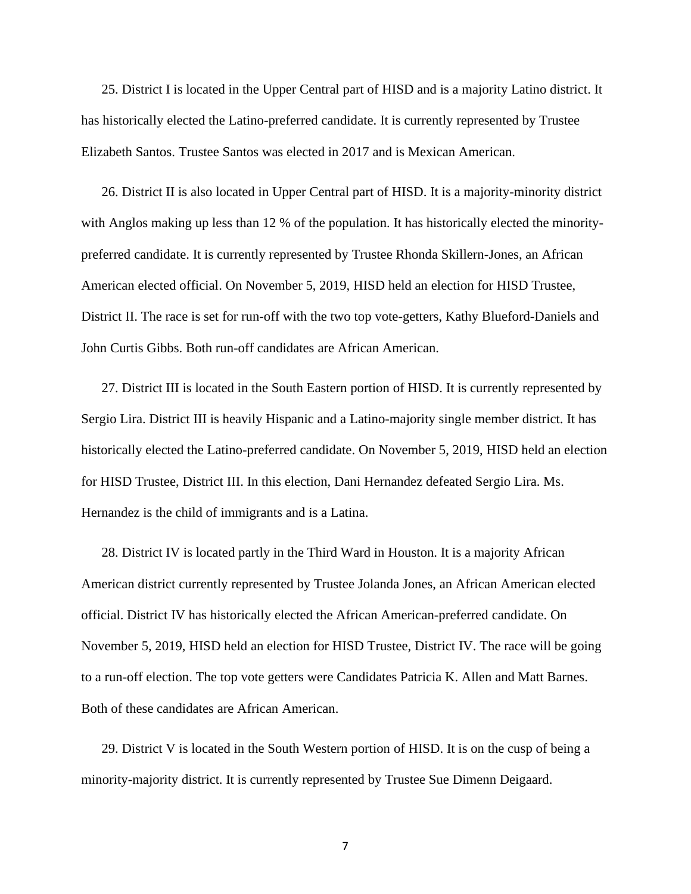25. District I is located in the Upper Central part of HISD and is a majority Latino district. It has historically elected the Latino-preferred candidate. It is currently represented by Trustee Elizabeth Santos. Trustee Santos was elected in 2017 and is Mexican American.

26. District II is also located in Upper Central part of HISD. It is a majority-minority district with Anglos making up less than 12 % of the population. It has historically elected the minority-preferred candidate. It is currently represented by Trustee Rhonda Skillern-Jones, an African American elected official. On November 5, 2019, HISD held an election for HISD Trustee, District II. The race is set for run-off with the two top vote-getters, Kathy Blueford-Daniels and John Curtis Gibbs. Both run-off candidates are African American.

27. District III is located in the South Eastern portion of HISD. It is currently represented by Sergio Lira. District III is heavily Hispanic and a Latino-majority single member district. It has historically elected the Latino-preferred candidate. On November 5, 2019, HISD held an election for HISD Trustee, District III. In this election, Dani Hernandez defeated Sergio Lira. Ms. Hernandez is the child of immigrants and is a Latina.

28. District IV is located partly in the Third Ward in Houston. It is a majority African American district currently represented by Trustee Jolanda Jones, an African American elected official. District IV has historically elected the African American-preferred candidate. On November 5, 2019, HISD held an election for HISD Trustee, District IV. The race will be going to a run-off election. The top vote getters were Candidates Patricia K. Allen and Matt Barnes. Both of these candidates are African American.

29. District V is located in the South Western portion of HISD. It is on the cusp of being a minority-majority district. It is currently represented by Trustee Sue Dimenn Deigaard.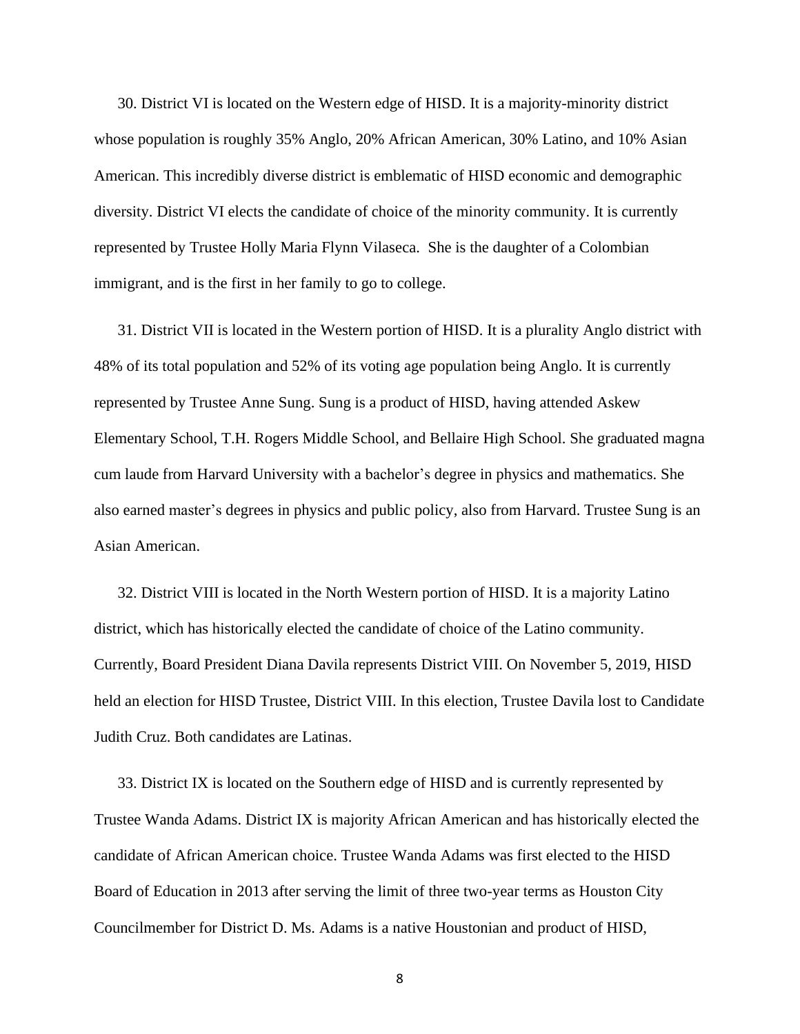30. District VI is located on the Western edge of HISD. It is a majority-minority district whose population is roughly 35% Anglo, 20% African American, 30% Latino, and 10% Asian American. This incredibly diverse district is emblematic of HISD economic and demographic diversity. District VI elects the candidate of choice of the minority community. It is currently represented by Trustee Holly Maria Flynn Vilaseca. She is the daughter of a Colombian immigrant, and is the first in her family to go to college.

31. District VII is located in the Western portion of HISD. It is a plurality Anglo district with 48% of its total population and 52% of its voting age population being Anglo. It is currently represented by Trustee Anne Sung. Sung is a product of HISD, having attended Askew Elementary School, T.H. Rogers Middle School, and Bellaire High School. She graduated magna cum laude from Harvard University with a bachelor's degree in physics and mathematics. She also earned master's degrees in physics and public policy, also from Harvard. Trustee Sung is an Asian American.

32. District VIII is located in the North Western portion of HISD. It is a majority Latino district, which has historically elected the candidate of choice of the Latino community. Currently, Board President Diana Davila represents District VIII. On November 5, 2019, HISD held an election for HISD Trustee, District VIII. In this election, Trustee Davila lost to Candidate Judith Cruz. Both candidates are Latinas.

33. District IX is located on the Southern edge of HISD and is currently represented by Trustee Wanda Adams. District IX is majority African American and has historically elected the candidate of African American choice. Trustee Wanda Adams was first elected to the HISD Board of Education in 2013 after serving the limit of three two-year terms as Houston City Councilmember for District D. Ms. Adams is a native Houstonian and product of HISD,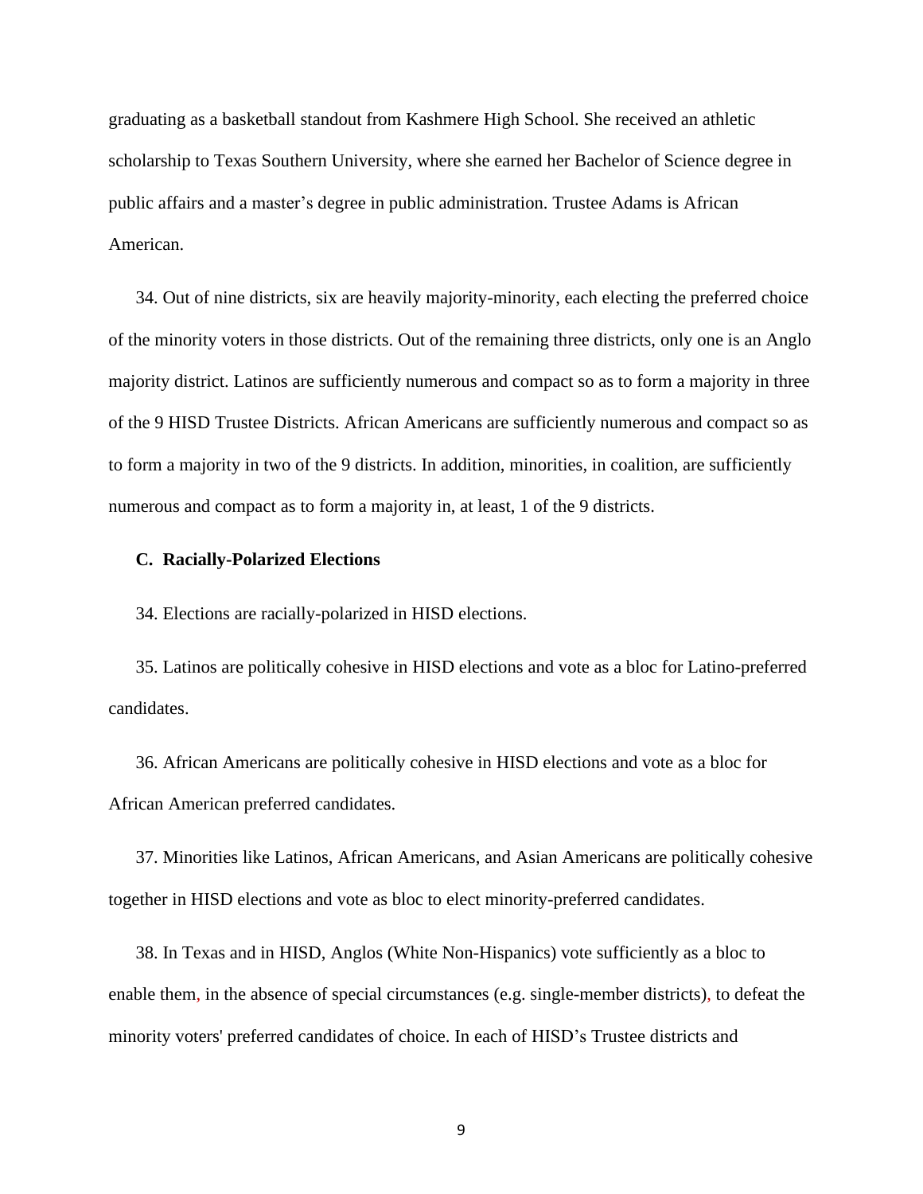graduating as a basketball standout from Kashmere High School. She received an athletic scholarship to Texas Southern University, where she earned her Bachelor of Science degree in public affairs and a master's degree in public administration. Trustee Adams is African American.

34. Out of nine districts, six are heavily majority-minority, each electing the preferred choice of the minority voters in those districts. Out of the remaining three districts, only one is an Anglo majority district. Latinos are sufficiently numerous and compact so as to form a majority in three of the 9 HISD Trustee Districts. African Americans are sufficiently numerous and compact so as to form a majority in two of the 9 districts. In addition, minorities, in coalition, are sufficiently numerous and compact as to form a majority in, at least, 1 of the 9 districts.

### C. Racially-Polarized Elections

34. Elections are racially-polarized in HISD elections.

35. Latinos are politically cohesive in HISD elections and vote as a bloc for Latino-preferred candidates.

36. African Americans are politically cohesive in HISD elections and vote as a bloc for African American preferred candidates.

37. Minorities like Latinos, African Americans, and Asian Americans are politically cohesive together in HISD elections and vote as bloc to elect minority-preferred candidates.

38. In Texas and in HISD, Anglos (White Non-Hispanics) vote sufficiently as a bloc to enable them, in the absence of special circumstances (e.g. single-member districts), to defeat the minority voters' preferred candidates of choice. In each of HISD's Trustee districts and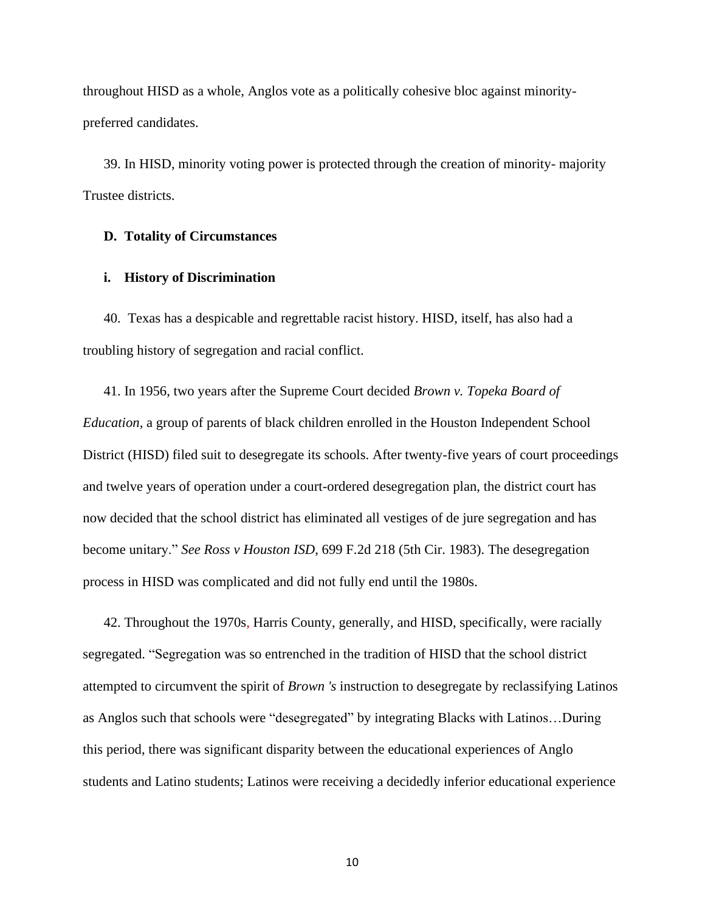throughout HISD as a whole, Anglos vote as a politically cohesive bloc against minority-preferred candidates.

39. In HISD, minority voting power is protected through the creation of minority- majority Trustee districts.

**D. Totality of Circumstances**

**i. History of Discrimination**

40. Texas has a despicable and regrettable racist history. HISD, itself, has also had a troubling history of segregation and racial conflict.

41. In 1956, two years after the Supreme Court decided *Brown v. Topeka Board of Education,* a group of parents of black children enrolled in the Houston Independent School District (HISD) filed suit to desegregate its schools. After twenty-five years of court proceedings and twelve years of operation under a court-ordered desegregation plan, the district court has now decided that the school district has eliminated all vestiges of de jure segregation and has become unitary." *See Ross v Houston ISD*, 699 F.2d 218 (5th Cir. 1983). The desegregation process in HISD was complicated and did not fully end until the 1980s.

42. Throughout the 1970s, Harris County, generally, and HISD, specifically, were racially segregated. "Segregation was so entrenched in the tradition of HISD that the school district attempted to circumvent the spirit of *Brown 's* instruction to desegregate by reclassifying Latinos as Anglos such that schools were "desegregated" by integrating Blacks with Latinos…During this period, there was significant disparity between the educational experiences of Anglo students and Latino students; Latinos were receiving a decidedly inferior educational experience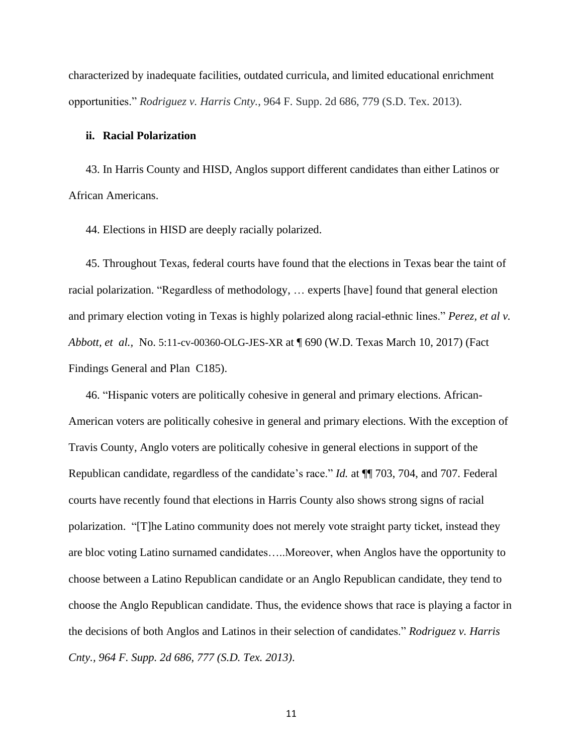characterized by inadequate facilities, outdated curricula, and limited educational enrichment opportunities." *Rodriguez v. Harris Cnty.*, 964 F. Supp. 2d 686, 779 (S.D. Tex. 2013).

**ii. Racial Polarization**

43. In Harris County and HISD, Anglos support different candidates than either Latinos or African Americans.

44. Elections in HISD are deeply racially polarized.

45. Throughout Texas, federal courts have found that the elections in Texas bear the taint of racial polarization. "Regardless of methodology, … experts [have] found that general election and primary election voting in Texas is highly polarized along racial-ethnic lines." *Perez, et al v. Abbott, et al.,* No. 5:11-cv-00360-OLG-JES-XR at ¶ 690 (W.D. Texas March 10, 2017) (Fact Findings General and Plan C185).

46. "Hispanic voters are politically cohesive in general and primary elections. African-American voters are politically cohesive in general and primary elections. With the exception of Travis County, Anglo voters are politically cohesive in general elections in support of the Republican candidate, regardless of the candidate's race." *Id.* at ¶¶ 703, 704, and 707. Federal courts have recently found that elections in Harris County also shows strong signs of racial polarization. "[T]he Latino community does not merely vote straight party ticket, instead they are bloc voting Latino surnamed candidates…..Moreover, when Anglos have the opportunity to choose between a Latino Republican candidate or an Anglo Republican candidate, they tend to choose the Anglo Republican candidate. Thus, the evidence shows that race is playing a factor in the decisions of both Anglos and Latinos in their selection of candidates." *Rodriguez v. Harris Cnty., 964 F. Supp. 2d 686, 777 (S.D. Tex. 2013)*.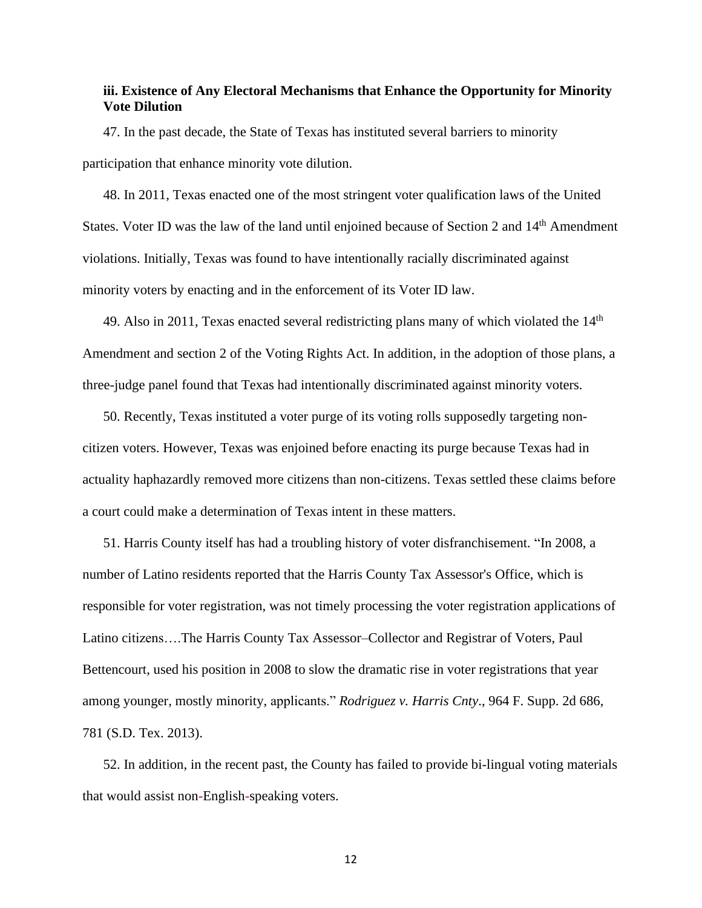### iii. Existence of Any Electoral Mechanisms that Enhance the Opportunity for Minority Vote Dilution

47. In the past decade, the State of Texas has instituted several barriers to minority participation that enhance minority vote dilution.

48. In 2011, Texas enacted one of the most stringent voter qualification laws of the United States. Voter ID was the law of the land until enjoined because of Section 2 and 14th Amendment violations. Initially, Texas was found to have intentionally racially discriminated against minority voters by enacting and in the enforcement of its Voter ID law.

49. Also in 2011, Texas enacted several redistricting plans many of which violated the 14th Amendment and section 2 of the Voting Rights Act. In addition, in the adoption of those plans, a three-judge panel found that Texas had intentionally discriminated against minority voters.

50. Recently, Texas instituted a voter purge of its voting rolls supposedly targeting non-citizen voters. However, Texas was enjoined before enacting its purge because Texas had in actuality haphazardly removed more citizens than non-citizens. Texas settled these claims before a court could make a determination of Texas intent in these matters.

51. Harris County itself has had a troubling history of voter disfranchisement. "In 2008, a number of Latino residents reported that the Harris County Tax Assessor's Office, which is responsible for voter registration, was not timely processing the voter registration applications of Latino citizens….The Harris County Tax Assessor–Collector and Registrar of Voters, Paul Bettencourt, used his position in 2008 to slow the dramatic rise in voter registrations that year among younger, mostly minority, applicants." *Rodriguez v. Harris Cnty*., 964 F. Supp. 2d 686, 781 (S.D. Tex. 2013).

52. In addition, in the recent past, the County has failed to provide bi-lingual voting materials that would assist non-English-speaking voters.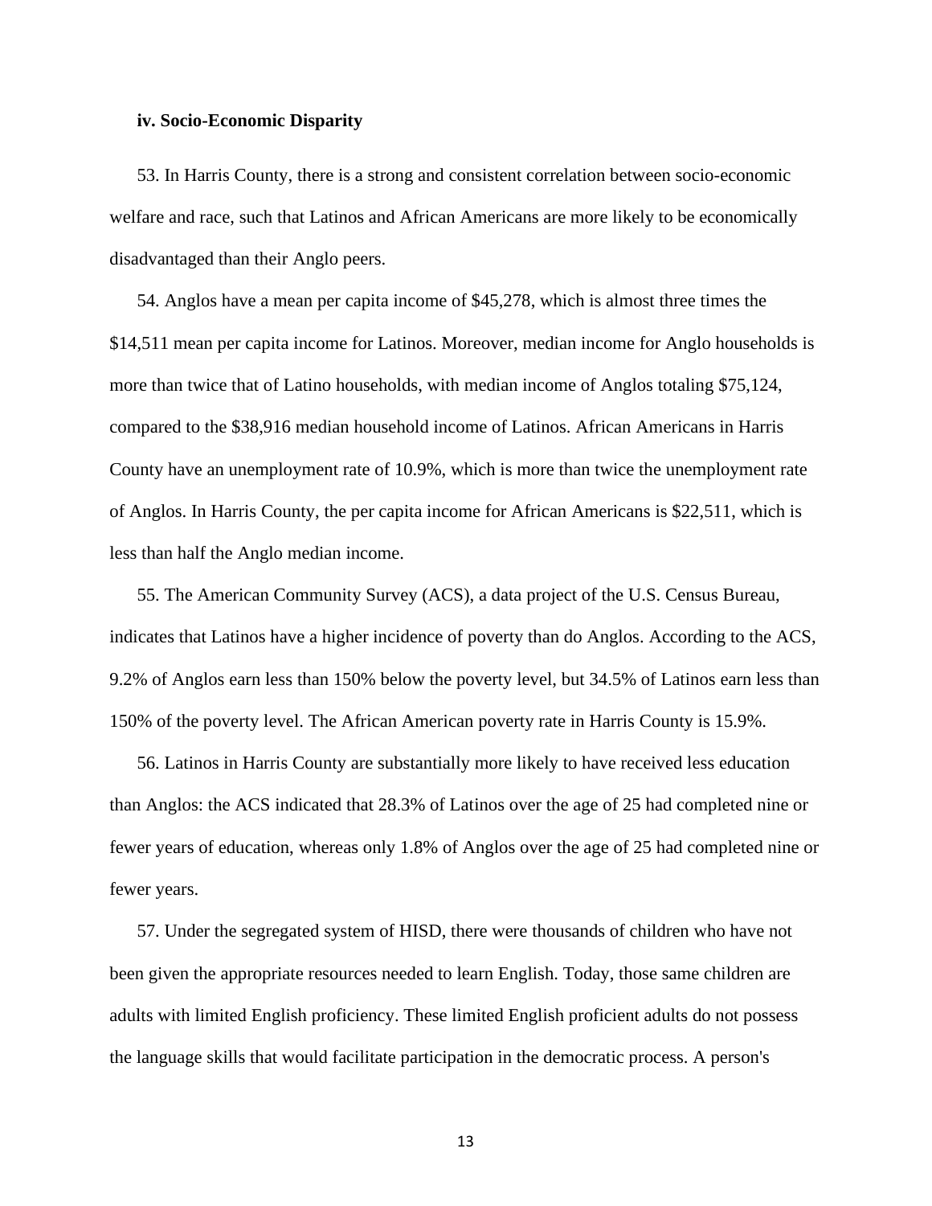**iv. Socio-Economic Disparity**

53. In Harris County, there is a strong and consistent correlation between socio-economic welfare and race, such that Latinos and African Americans are more likely to be economically disadvantaged than their Anglo peers.

54. Anglos have a mean per capita income of $45,278, which is almost three times the $14,511 mean per capita income for Latinos. Moreover, median income for Anglo households is more than twice that of Latino households, with median income of Anglos totaling $75,124, compared to the $38,916 median household income of Latinos. African Americans in Harris County have an unemployment rate of 10.9%, which is more than twice the unemployment rate of Anglos. In Harris County, the per capita income for African Americans is $22,511, which is less than half the Anglo median income.

55. The American Community Survey (ACS), a data project of the U.S. Census Bureau, indicates that Latinos have a higher incidence of poverty than do Anglos. According to the ACS, 9.2% of Anglos earn less than 150% below the poverty level, but 34.5% of Latinos earn less than 150% of the poverty level. The African American poverty rate in Harris County is 15.9%.

56. Latinos in Harris County are substantially more likely to have received less education than Anglos: the ACS indicated that 28.3% of Latinos over the age of 25 had completed nine or fewer years of education, whereas only 1.8% of Anglos over the age of 25 had completed nine or fewer years.

57. Under the segregated system of HISD, there were thousands of children who have not been given the appropriate resources needed to learn English. Today, those same children are adults with limited English proficiency. These limited English proficient adults do not possess the language skills that would facilitate participation in the democratic process. A person's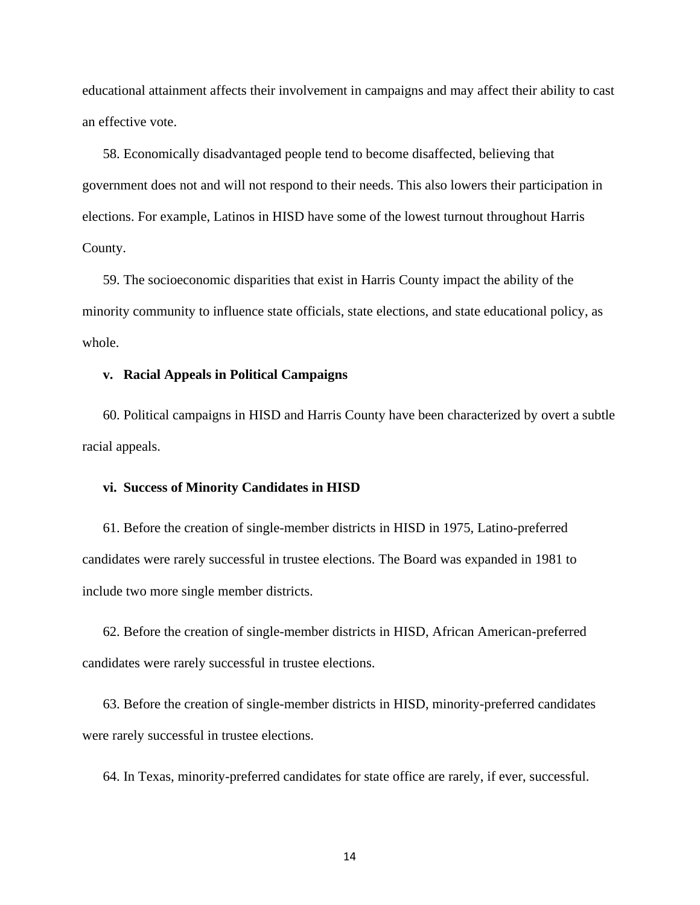educational attainment affects their involvement in campaigns and may affect their ability to cast an effective vote.

58. Economically disadvantaged people tend to become disaffected, believing that government does not and will not respond to their needs. This also lowers their participation in elections. For example, Latinos in HISD have some of the lowest turnout throughout Harris County.

59. The socioeconomic disparities that exist in Harris County impact the ability of the minority community to influence state officials, state elections, and state educational policy, as whole.

**v. Racial Appeals in Political Campaigns**

60. Political campaigns in HISD and Harris County have been characterized by overt a subtle racial appeals.

**vi. Success of Minority Candidates in HISD**

61. Before the creation of single-member districts in HISD in 1975, Latino-preferred candidates were rarely successful in trustee elections. The Board was expanded in 1981 to include two more single member districts.

62. Before the creation of single-member districts in HISD, African American-preferred candidates were rarely successful in trustee elections.

63. Before the creation of single-member districts in HISD, minority-preferred candidates were rarely successful in trustee elections.

64. In Texas, minority-preferred candidates for state office are rarely, if ever, successful.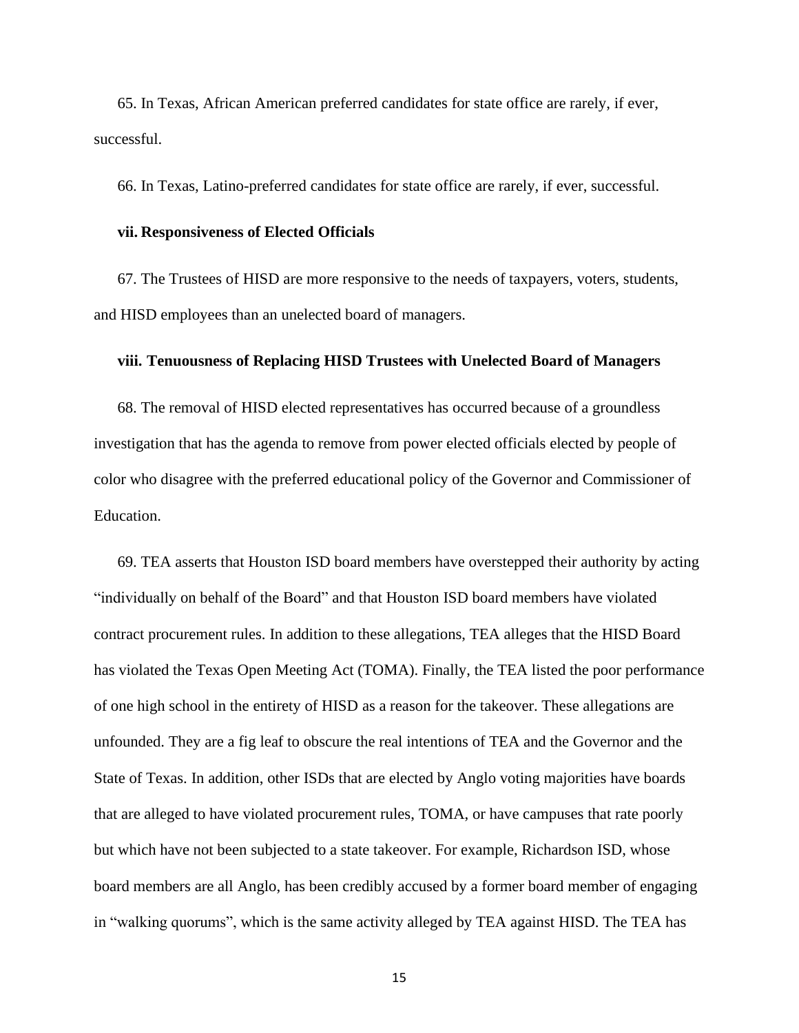65. In Texas, African American preferred candidates for state office are rarely, if ever, successful.

66. In Texas, Latino-preferred candidates for state office are rarely, if ever, successful.

**vii. Responsiveness of Elected Officials**

67. The Trustees of HISD are more responsive to the needs of taxpayers, voters, students, and HISD employees than an unelected board of managers.

**viii. Tenuousness of Replacing HISD Trustees with Unelected Board of Managers**

68. The removal of HISD elected representatives has occurred because of a groundless investigation that has the agenda to remove from power elected officials elected by people of color who disagree with the preferred educational policy of the Governor and Commissioner of Education.

69. TEA asserts that Houston ISD board members have overstepped their authority by acting "individually on behalf of the Board" and that Houston ISD board members have violated contract procurement rules. In addition to these allegations, TEA alleges that the HISD Board has violated the Texas Open Meeting Act (TOMA). Finally, the TEA listed the poor performance of one high school in the entirety of HISD as a reason for the takeover. These allegations are unfounded. They are a fig leaf to obscure the real intentions of TEA and the Governor and the State of Texas. In addition, other ISDs that are elected by Anglo voting majorities have boards that are alleged to have violated procurement rules, TOMA, or have campuses that rate poorly but which have not been subjected to a state takeover. For example, Richardson ISD, whose board members are all Anglo, has been credibly accused by a former board member of engaging in "walking quorums", which is the same activity alleged by TEA against HISD. The TEA has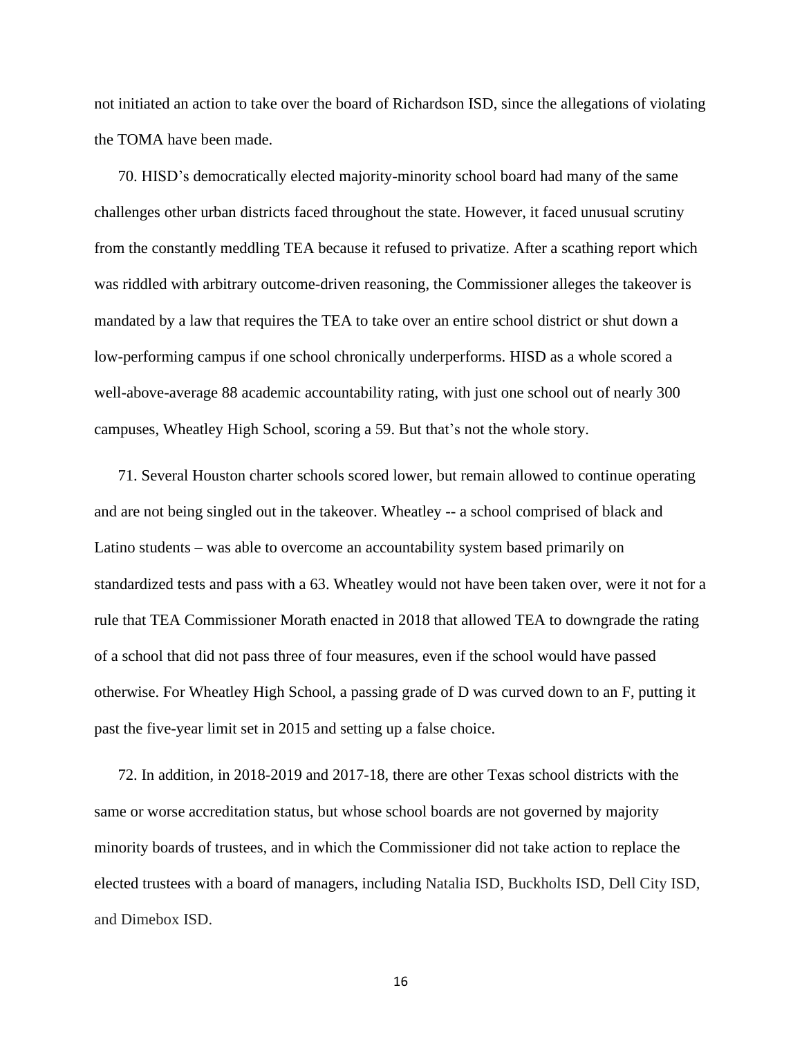not initiated an action to take over the board of Richardson ISD, since the allegations of violating the TOMA have been made.

70. HISD's democratically elected majority-minority school board had many of the same challenges other urban districts faced throughout the state. However, it faced unusual scrutiny from the constantly meddling TEA because it refused to privatize. After a scathing report which was riddled with arbitrary outcome-driven reasoning, the Commissioner alleges the takeover is mandated by a law that requires the TEA to take over an entire school district or shut down a low-performing campus if one school chronically underperforms. HISD as a whole scored a well-above-average 88 academic accountability rating, with just one school out of nearly 300 campuses, Wheatley High School, scoring a 59. But that's not the whole story.

71. Several Houston charter schools scored lower, but remain allowed to continue operating and are not being singled out in the takeover. Wheatley -- a school comprised of black and Latino students – was able to overcome an accountability system based primarily on standardized tests and pass with a 63. Wheatley would not have been taken over, were it not for a rule that TEA Commissioner Morath enacted in 2018 that allowed TEA to downgrade the rating of a school that did not pass three of four measures, even if the school would have passed otherwise. For Wheatley High School, a passing grade of D was curved down to an F, putting it past the five-year limit set in 2015 and setting up a false choice.

72. In addition, in 2018-2019 and 2017-18, there are other Texas school districts with the same or worse accreditation status, but whose school boards are not governed by majority minority boards of trustees, and in which the Commissioner did not take action to replace the elected trustees with a board of managers, including Natalia ISD, Buckholts ISD, Dell City ISD, and Dimebox ISD.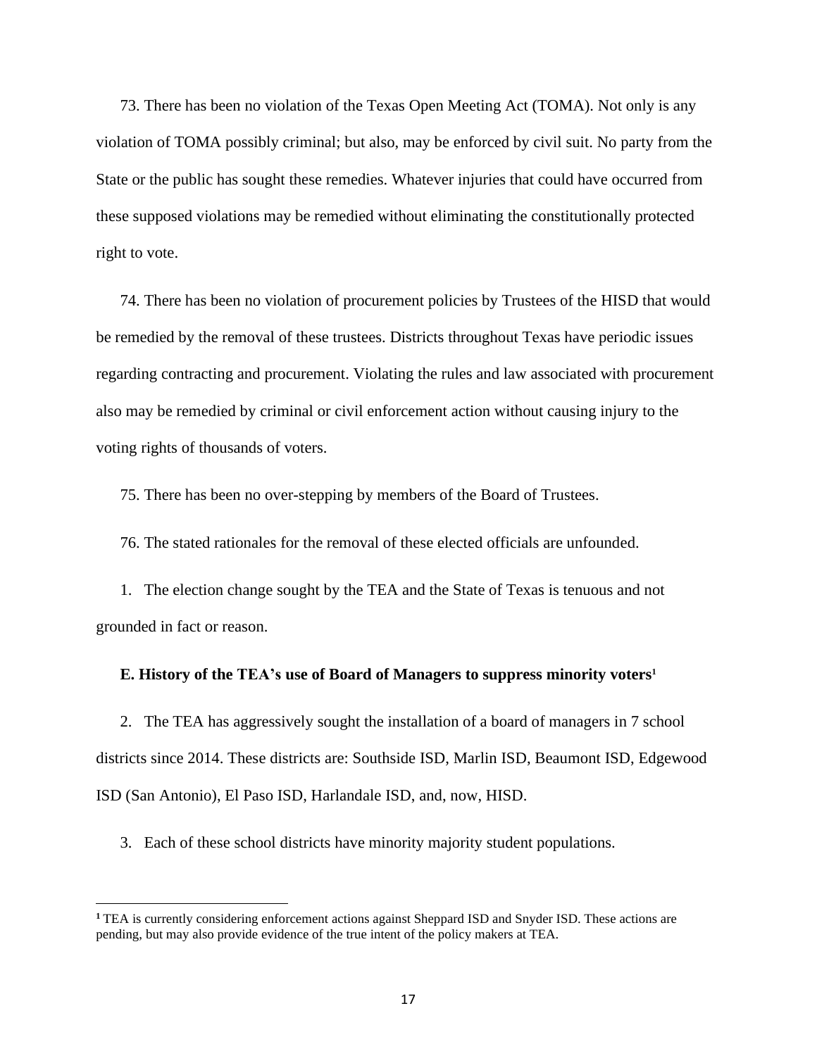73. There has been no violation of the Texas Open Meeting Act (TOMA). Not only is any violation of TOMA possibly criminal; but also, may be enforced by civil suit. No party from the State or the public has sought these remedies. Whatever injuries that could have occurred from these supposed violations may be remedied without eliminating the constitutionally protected right to vote.

74. There has been no violation of procurement policies by Trustees of the HISD that would be remedied by the removal of these trustees. Districts throughout Texas have periodic issues regarding contracting and procurement. Violating the rules and law associated with procurement also may be remedied by criminal or civil enforcement action without causing injury to the voting rights of thousands of voters.

75. There has been no over-stepping by members of the Board of Trustees.

76. The stated rationales for the removal of these elected officials are unfounded.

1. The election change sought by the TEA and the State of Texas is tenuous and not grounded in fact or reason.

**E. History of the TEA's use of Board of Managers to suppress minority voters[1]**

2. The TEA has aggressively sought the installation of a board of managers in 7 school districts since 2014. These districts are: Southside ISD, Marlin ISD, Beaumont ISD, Edgewood ISD (San Antonio), El Paso ISD, Harlandale ISD, and, now, HISD.

3. Each of these school districts have minority majority student populations.

[1] TEA is currently considering enforcement actions against Sheppard ISD and Snyder ISD. These actions are pending, but may also provide evidence of the true intent of the policy makers at TEA.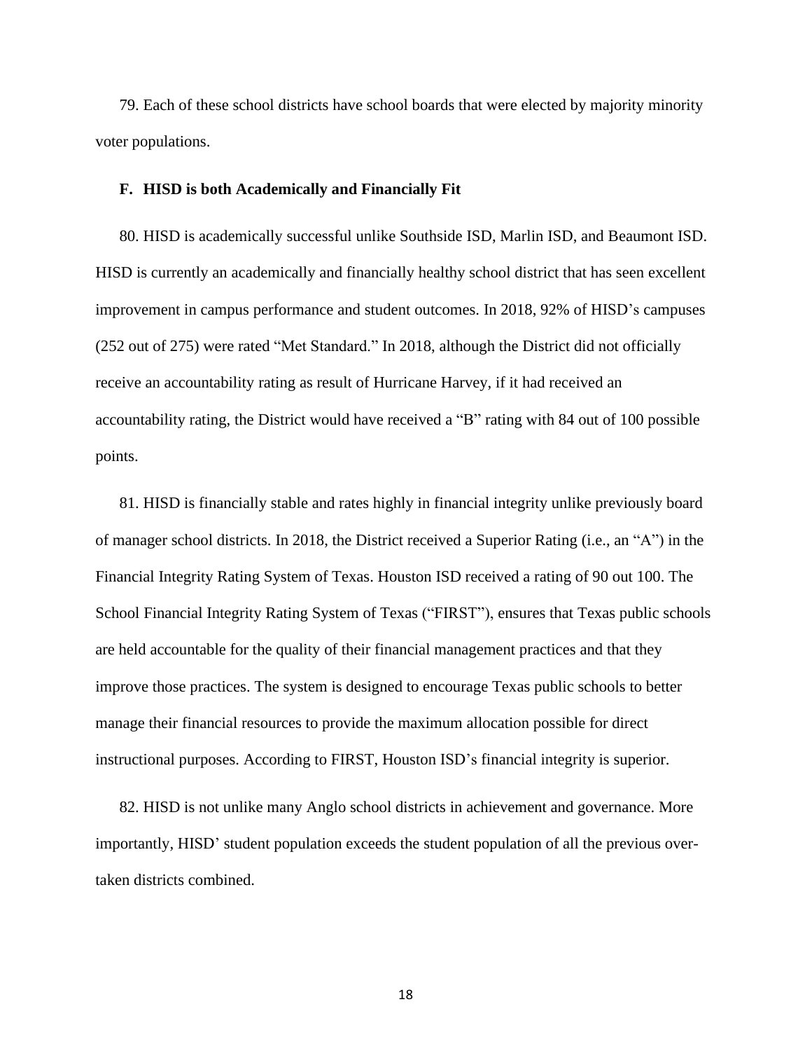79. Each of these school districts have school boards that were elected by majority minority voter populations.

### F. HISD is both Academically and Financially Fit

80. HISD is academically successful unlike Southside ISD, Marlin ISD, and Beaumont ISD. HISD is currently an academically and financially healthy school district that has seen excellent improvement in campus performance and student outcomes. In 2018, 92% of HISD's campuses (252 out of 275) were rated "Met Standard." In 2018, although the District did not officially receive an accountability rating as result of Hurricane Harvey, if it had received an accountability rating, the District would have received a "B" rating with 84 out of 100 possible points.

81. HISD is financially stable and rates highly in financial integrity unlike previously board of manager school districts. In 2018, the District received a Superior Rating (i.e., an "A") in the Financial Integrity Rating System of Texas. Houston ISD received a rating of 90 out 100. The School Financial Integrity Rating System of Texas ("FIRST"), ensures that Texas public schools are held accountable for the quality of their financial management practices and that they improve those practices. The system is designed to encourage Texas public schools to better manage their financial resources to provide the maximum allocation possible for direct instructional purposes. According to FIRST, Houston ISD's financial integrity is superior.

82. HISD is not unlike many Anglo school districts in achievement and governance. More importantly, HISD' student population exceeds the student population of all the previous over-taken districts combined.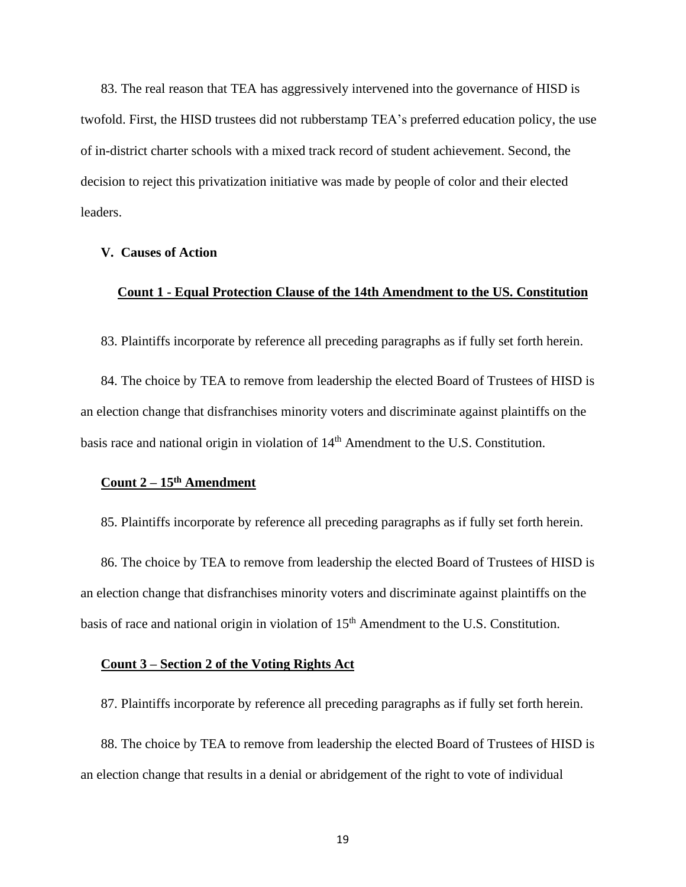83. The real reason that TEA has aggressively intervened into the governance of HISD is twofold. First, the HISD trustees did not rubberstamp TEA's preferred education policy, the use of in-district charter schools with a mixed track record of student achievement. Second, the decision to reject this privatization initiative was made by people of color and their elected leaders.

## V. Causes of Action

### Count 1 - Equal Protection Clause of the 14th Amendment to the US. Constitution

83. Plaintiffs incorporate by reference all preceding paragraphs as if fully set forth herein.

84. The choice by TEA to remove from leadership the elected Board of Trustees of HISD is an election change that disfranchises minority voters and discriminate against plaintiffs on the basis race and national origin in violation of 14th Amendment to the U.S. Constitution.

### Count 2 – 15th Amendment

85. Plaintiffs incorporate by reference all preceding paragraphs as if fully set forth herein.

86. The choice by TEA to remove from leadership the elected Board of Trustees of HISD is an election change that disfranchises minority voters and discriminate against plaintiffs on the basis of race and national origin in violation of 15th Amendment to the U.S. Constitution.

### Count 3 – Section 2 of the Voting Rights Act

87. Plaintiffs incorporate by reference all preceding paragraphs as if fully set forth herein.

88. The choice by TEA to remove from leadership the elected Board of Trustees of HISD is an election change that results in a denial or abridgement of the right to vote of individual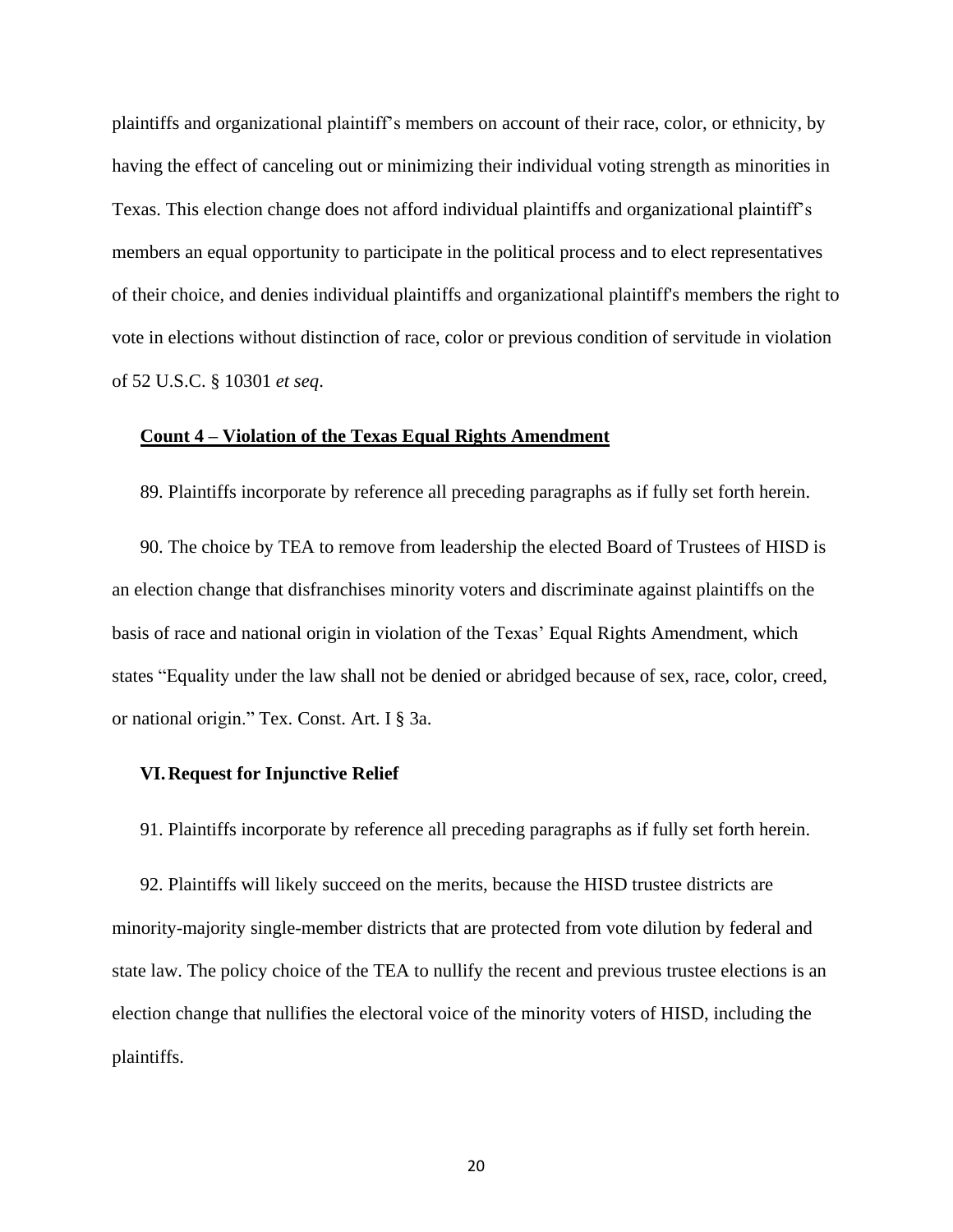plaintiffs and organizational plaintiff's members on account of their race, color, or ethnicity, by having the effect of canceling out or minimizing their individual voting strength as minorities in Texas. This election change does not afford individual plaintiffs and organizational plaintiff's members an equal opportunity to participate in the political process and to elect representatives of their choice, and denies individual plaintiffs and organizational plaintiff's members the right to vote in elections without distinction of race, color or previous condition of servitude in violation of 52 U.S.C. § 10301 *et seq*.

**Count 4 – Violation of the Texas Equal Rights Amendment**

89. Plaintiffs incorporate by reference all preceding paragraphs as if fully set forth herein.

90. The choice by TEA to remove from leadership the elected Board of Trustees of HISD is an election change that disfranchises minority voters and discriminate against plaintiffs on the basis of race and national origin in violation of the Texas' Equal Rights Amendment, which states "Equality under the law shall not be denied or abridged because of sex, race, color, creed, or national origin." Tex. Const. Art. I § 3a.

## VI. Request for Injunctive Relief

91. Plaintiffs incorporate by reference all preceding paragraphs as if fully set forth herein.

92. Plaintiffs will likely succeed on the merits, because the HISD trustee districts are minority-majority single-member districts that are protected from vote dilution by federal and state law. The policy choice of the TEA to nullify the recent and previous trustee elections is an election change that nullifies the electoral voice of the minority voters of HISD, including the plaintiffs.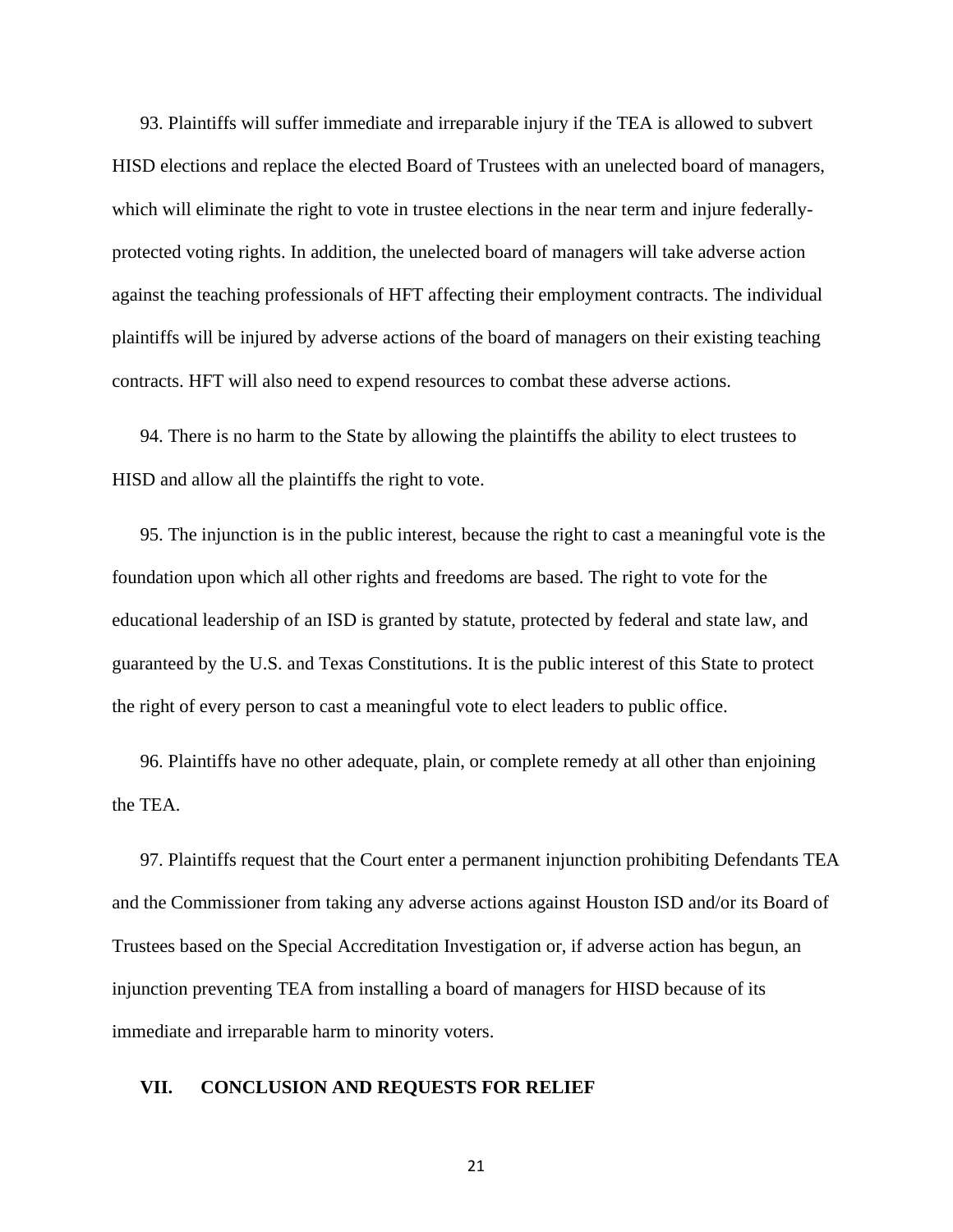93. Plaintiffs will suffer immediate and irreparable injury if the TEA is allowed to subvert HISD elections and replace the elected Board of Trustees with an unelected board of managers, which will eliminate the right to vote in trustee elections in the near term and injure federally-protected voting rights. In addition, the unelected board of managers will take adverse action against the teaching professionals of HFT affecting their employment contracts. The individual plaintiffs will be injured by adverse actions of the board of managers on their existing teaching contracts. HFT will also need to expend resources to combat these adverse actions.

94. There is no harm to the State by allowing the plaintiffs the ability to elect trustees to HISD and allow all the plaintiffs the right to vote.

95. The injunction is in the public interest, because the right to cast a meaningful vote is the foundation upon which all other rights and freedoms are based. The right to vote for the educational leadership of an ISD is granted by statute, protected by federal and state law, and guaranteed by the U.S. and Texas Constitutions. It is the public interest of this State to protect the right of every person to cast a meaningful vote to elect leaders to public office.

96. Plaintiffs have no other adequate, plain, or complete remedy at all other than enjoining the TEA.

97. Plaintiffs request that the Court enter a permanent injunction prohibiting Defendants TEA and the Commissioner from taking any adverse actions against Houston ISD and/or its Board of Trustees based on the Special Accreditation Investigation or, if adverse action has begun, an injunction preventing TEA from installing a board of managers for HISD because of its immediate and irreparable harm to minority voters.

## VII. CONCLUSION AND REQUESTS FOR RELIEF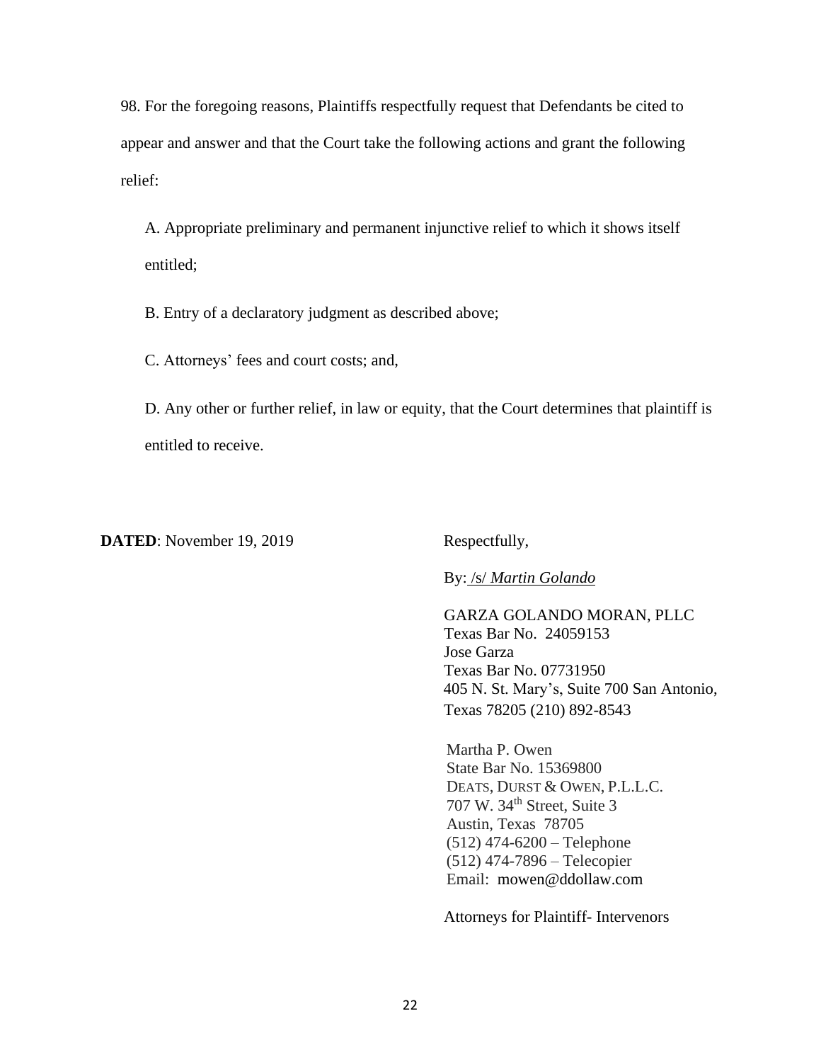98. For the foregoing reasons, Plaintiffs respectfully request that Defendants be cited to appear and answer and that the Court take the following actions and grant the following relief:

A. Appropriate preliminary and permanent injunctive relief to which it shows itself entitled;

B. Entry of a declaratory judgment as described above;

C. Attorneys' fees and court costs; and,

D. Any other or further relief, in law or equity, that the Court determines that plaintiff is entitled to receive.

**DATED**: November 19, 2019

Respectfully,

By: /s/ *Martin Golando*

GARZA GOLANDO MORAN, PLLC
Texas Bar No. 24059153
Jose Garza
Texas Bar No. 07731950
405 N. St. Mary's, Suite 700 San Antonio, Texas 78205 (210) 892-8543

Martha P. Owen
State Bar No. 15369800
DEATS, DURST & OWEN, P.L.L.C.
707 W. 34th Street, Suite 3
Austin, Texas 78705
(512) 474-6200 – Telephone
(512) 474-7896 – Telecopier
Email: mowen@ddollaw.com

Attorneys for Plaintiff- Intervenors